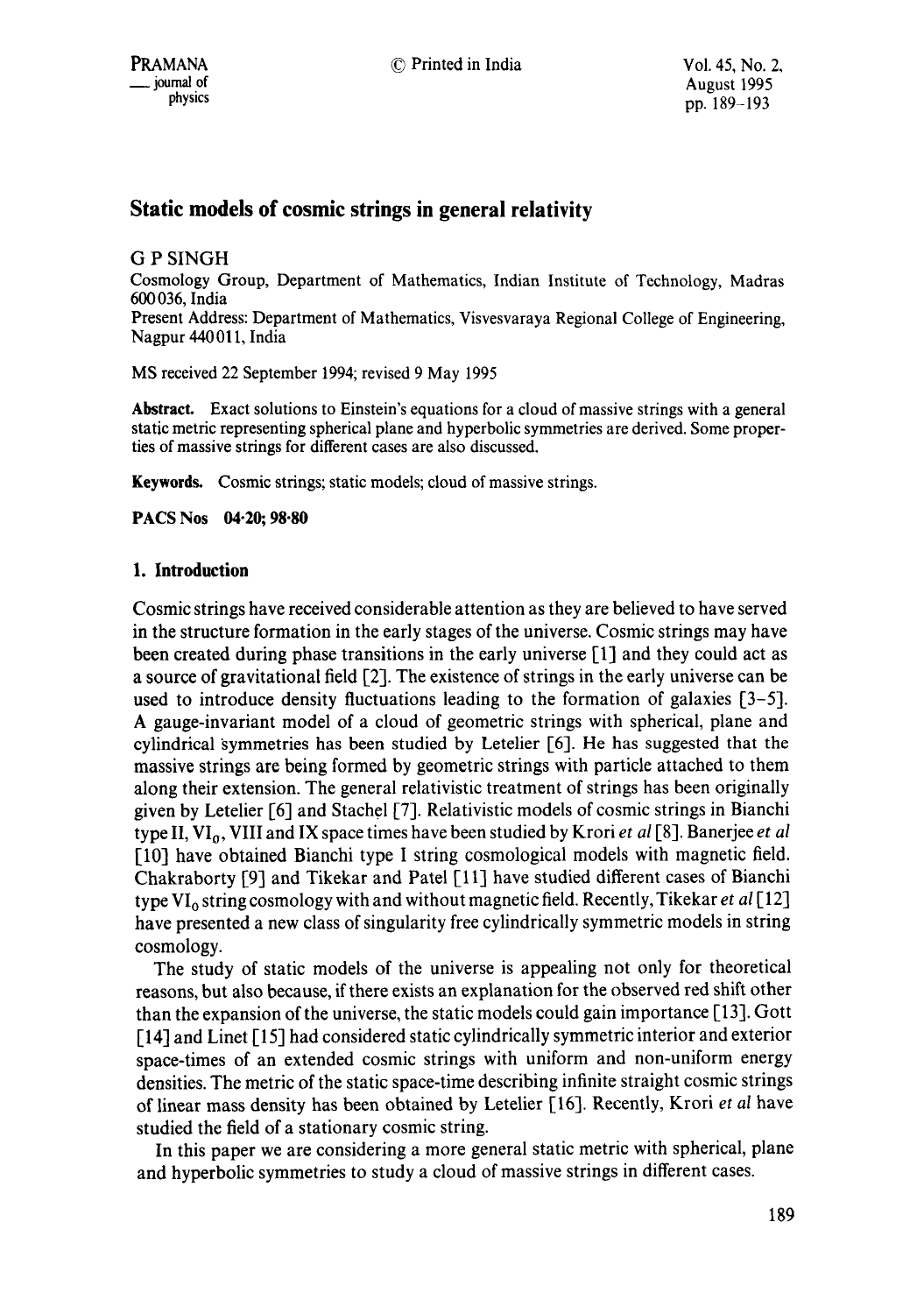# Static models of cosmic strings in general relativity

G P SINGH

Cosmology Group, Department of Mathematics, Indian Institute of Technology, Madras 600 036, India

Present Address: Department of Mathematics, Visvesvaraya Regional College of Engineering, Nagpur 440 011, India

MS received 22 September 1994; revised 9 May 1995

**Abstract.** Exact solutions to Einstein's equations for a cloud of massive strings with a general static metric representing spherical plane and hyperbolic symmetries are derived. Some properties of massive strings for different cases are also discussed.

**Keywords.** Cosmic strings; static models; cloud of massive strings.

**PACS Nos 04·20; 98·80**

## 1. Introduction

Cosmic strings have received considerable attention as they are believed to have served in the structure formation in the early stages of the universe. Cosmic strings may have been created during phase transitions in the early universe [1] and they could act as a source of gravitational field [2]. The existence of strings in the early universe can be used to introduce density fluctuations leading to the formation of galaxies [3–5]. A gauge-invariant model of a cloud of geometric strings with spherical, plane and cylindrical symmetries has been studied by Letelier [6]. He has suggested that the massive strings are being formed by geometric strings with particle attached to them along their extension. The general relativistic treatment of strings has been originally given by Letelier [6] and Stachel [7]. Relativistic models of cosmic strings in Bianchi type II, $VI_0$, VIII and IX space times have been studied by Krori *et al* [8]. Banerjee *et al* [10] have obtained Bianchi type I string cosmological models with magnetic field. Chakraborty [9] and Tikekar and Patel [11] have studied different cases of Bianchi type $VI_0$ string cosmology with and without magnetic field. Recently, Tikekar *et al* [12] have presented a new class of singularity free cylindrically symmetric models in string cosmology.

The study of static models of the universe is appealing not only for theoretical reasons, but also because, if there exists an explanation for the observed red shift other than the expansion of the universe, the static models could gain importance [13]. Gott [14] and Linet [15] had considered static cylindrically symmetric interior and exterior space-times of an extended cosmic strings with uniform and non-uniform energy densities. The metric of the static space-time describing infinite straight cosmic strings of linear mass density has been obtained by Letelier [16]. Recently, Krori *et al* have studied the field of a stationary cosmic string.

In this paper we are considering a more general static metric with spherical, plane and hyperbolic symmetries to study a cloud of massive strings in different cases.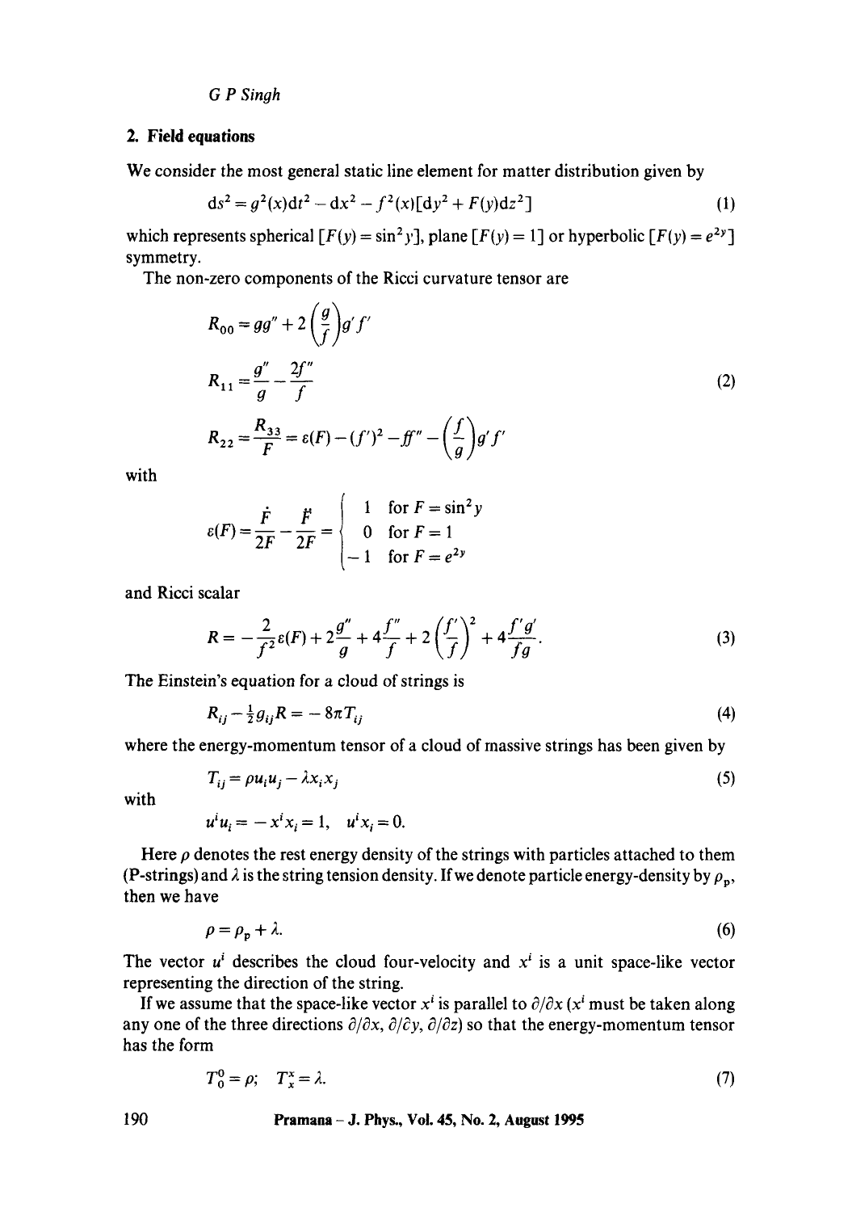## 2. Field equations

We consider the most general static line element for matter distribution given by

$$ds^2 = g^2(x)dt^2 - dx^2 - f^2(x)[dy^2 + F(y)dz^2] \tag{1}$$

which represents spherical $[F(y) = \sin^2 y]$, plane $[F(y) = 1]$ or hyperbolic $[F(y) = e^{2y}]$ symmetry.

The non-zero components of the Ricci curvature tensor are

$$\begin{aligned}
R_{00} &= gg'' + 2\left(\frac{g}{f}\right)g'f' \\
R_{11} &= \frac{g''}{g} - \frac{2f''}{f} \\
R_{22} &= \frac{R_{33}}{F} = \varepsilon(F) - (f')^2 - ff'' - \left(\frac{f}{g}\right)g'f'
\end{aligned} \tag{2}$$

with

$$\varepsilon(F) = \frac{\dot{F}}{2F} - \frac{\ddot{F}}{2F} = \begin{cases} 1 & \text{for } F = \sin^2 y \\ 0 & \text{for } F = 1 \\ -1 & \text{for } F = e^{2y} \end{cases}$$

and Ricci scalar

$$R = -\frac{2}{f^2}\varepsilon(F) + 2\frac{g''}{g} + 4\frac{f''}{f} + 2\left(\frac{f'}{f}\right)^2 + 4\frac{f'g'}{fg}. \tag{3}$$

The Einstein's equation for a cloud of strings is

$$R_{ij} - \tfrac{1}{2}g_{ij}R = -8\pi T_{ij} \tag{4}$$

where the energy-momentum tensor of a cloud of massive strings has been given by

$$T_{ij} = \rho u_i u_j - \lambda x_i x_j \tag{5}$$

with

$$u^i u_i = -x^i x_i = 1, \quad u^i x_i = 0.$$

Here $\rho$ denotes the rest energy density of the strings with particles attached to them (P-strings) and $\lambda$ is the string tension density. If we denote particle energy-density by $\rho_p$, then we have

$$\rho = \rho_p + \lambda. \tag{6}$$

The vector $u^i$ describes the cloud four-velocity and $x^i$ is a unit space-like vector representing the direction of the string.

If we assume that the space-like vector $x^i$ is parallel to $\partial/\partial x$ ($x^i$ must be taken along any one of the three directions $\partial/\partial x$, $\partial/\partial y$, $\partial/\partial z$) so that the energy-momentum tensor has the form

$$T_0^0 = \rho; \quad T_x^x = \lambda. \tag{7}$$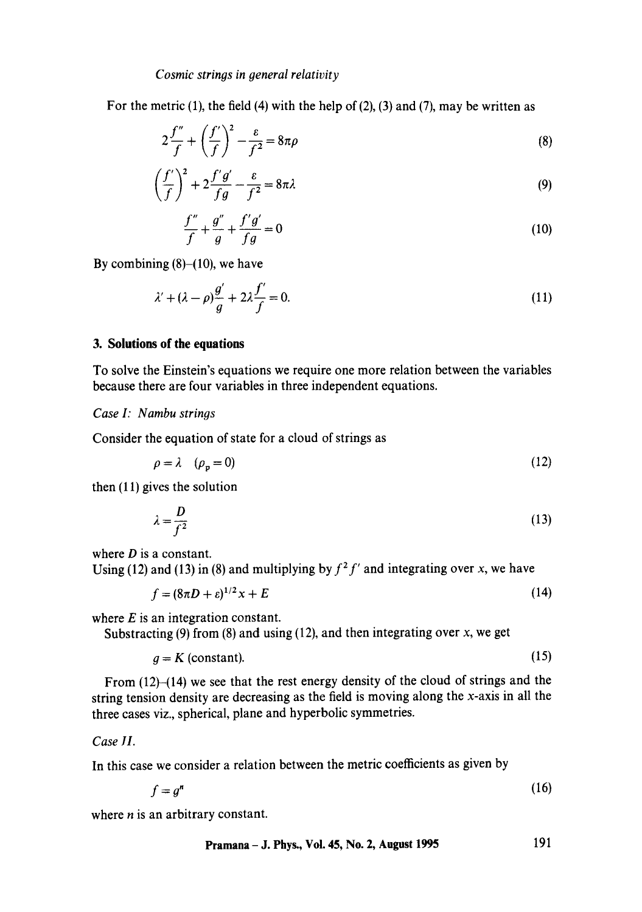For the metric (1), the field (4) with the help of (2), (3) and (7), may be written as

$$2\frac{f''}{f}+\left(\frac{f'}{f}\right)^2-\frac{\varepsilon}{f^2}=8\pi\rho \tag{8}$$

$$\left(\frac{f'}{f}\right)^2+2\frac{f'g'}{fg}-\frac{\varepsilon}{f^2}=8\pi\lambda \tag{9}$$

$$\frac{f''}{f}+\frac{g''}{g}+\frac{f'g'}{fg}=0 \tag{10}$$

By combining (8)–(10), we have

$$\lambda'+(\lambda-\rho)\frac{g'}{g}+2\lambda\frac{f'}{f}=0. \tag{11}$$

## 3. Solutions of the equations

To solve the Einstein's equations we require one more relation between the variables because there are four variables in three independent equations.

*Case I: Nambu strings*

Consider the equation of state for a cloud of strings as

$$\rho=\lambda \quad (\rho_p=0) \tag{12}$$

then (11) gives the solution

$$\lambda=\frac{D}{f^2} \tag{13}$$

where $D$ is a constant.

Using (12) and (13) in (8) and multiplying by $f^2 f'$ and integrating over $x$, we have

$$f=(8\pi D+\varepsilon)^{1/2}x+E \tag{14}$$

where $E$ is an integration constant.

Substracting (9) from (8) and using (12), and then integrating over $x$, we get

$$g=K\ (\text{constant}). \tag{15}$$

From (12)–(14) we see that the rest energy density of the cloud of strings and the string tension density are decreasing as the field is moving along the $x$-axis in all the three cases viz., spherical, plane and hyperbolic symmetries.

*Case II.*

In this case we consider a relation between the metric coefficients as given by

$$f=g^n \tag{16}$$

where $n$ is an arbitrary constant.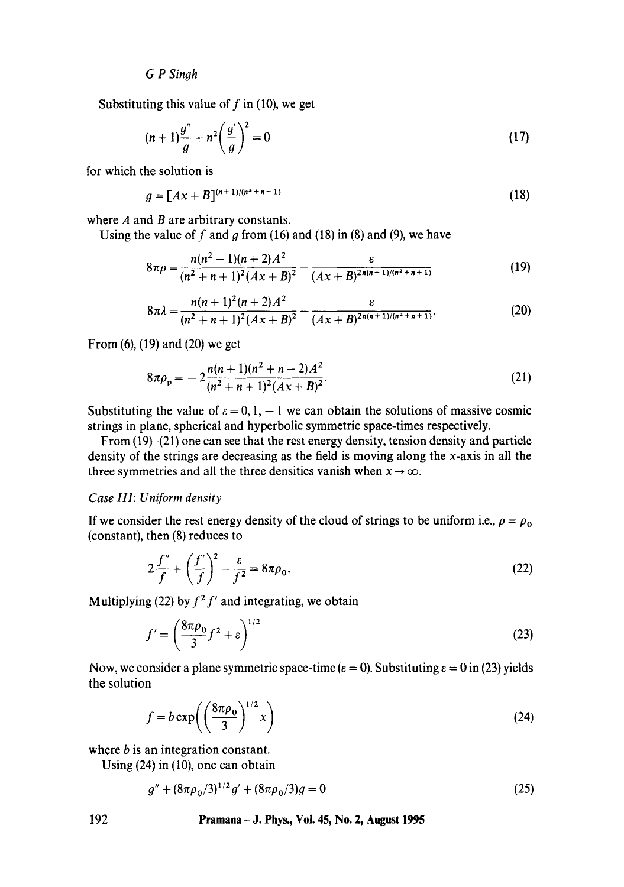Substituting this value of $f$ in (10), we get

$$(n+1)\frac{g''}{g} + n^2\left(\frac{g'}{g}\right)^2 = 0 \tag{17}$$

for which the solution is

$$g = [Ax + B]^{(n+1)/(n^2+n+1)} \tag{18}$$

where $A$ and $B$ are arbitrary constants.

Using the value of $f$ and $g$ from (16) and (18) in (8) and (9), we have

$$8\pi\rho = \frac{n(n^2-1)(n+2)A^2}{(n^2+n+1)^2(Ax+B)^2} - \frac{\varepsilon}{(Ax+B)^{2n(n+1)/(n^2+n+1)}} \tag{19}$$

$$8\pi\lambda = \frac{n(n+1)^2(n+2)A^2}{(n^2+n+1)^2(Ax+B)^2} - \frac{\varepsilon}{(Ax+B)^{2n(n+1)/(n^2+n+1)}}. \tag{20}$$

From (6), (19) and (20) we get

$$8\pi\rho_p = -2\frac{n(n+1)(n^2+n-2)A^2}{(n^2+n+1)^2(Ax+B)^2}. \tag{21}$$

Substituting the value of $\varepsilon = 0, 1, -1$ we can obtain the solutions of massive cosmic strings in plane, spherical and hyperbolic symmetric space-times respectively.

From (19)–(21) one can see that the rest energy density, tension density and particle density of the strings are decreasing as the field is moving along the $x$-axis in all the three symmetries and all the three densities vanish when $x \to \infty$.

*Case III: Uniform density*

If we consider the rest energy density of the cloud of strings to be uniform i.e., $\rho = \rho_0$ (constant), then (8) reduces to

$$2\frac{f''}{f} + \left(\frac{f'}{f}\right)^2 - \frac{\varepsilon}{f^2} = 8\pi\rho_0. \tag{22}$$

Multiplying (22) by $f^2 f'$ and integrating, we obtain

$$f' = \left(\frac{8\pi\rho_0}{3}f^2 + \varepsilon\right)^{1/2} \tag{23}$$

Now, we consider a plane symmetric space-time ($\varepsilon = 0$). Substituting $\varepsilon = 0$ in (23) yields the solution

$$f = b\exp\left(\left(\frac{8\pi\rho_0}{3}\right)^{1/2} x\right) \tag{24}$$

where $b$ is an integration constant.

Using (24) in (10), one can obtain

$$g'' + (8\pi\rho_0/3)^{1/2}g' + (8\pi\rho_0/3)g = 0 \tag{25}$$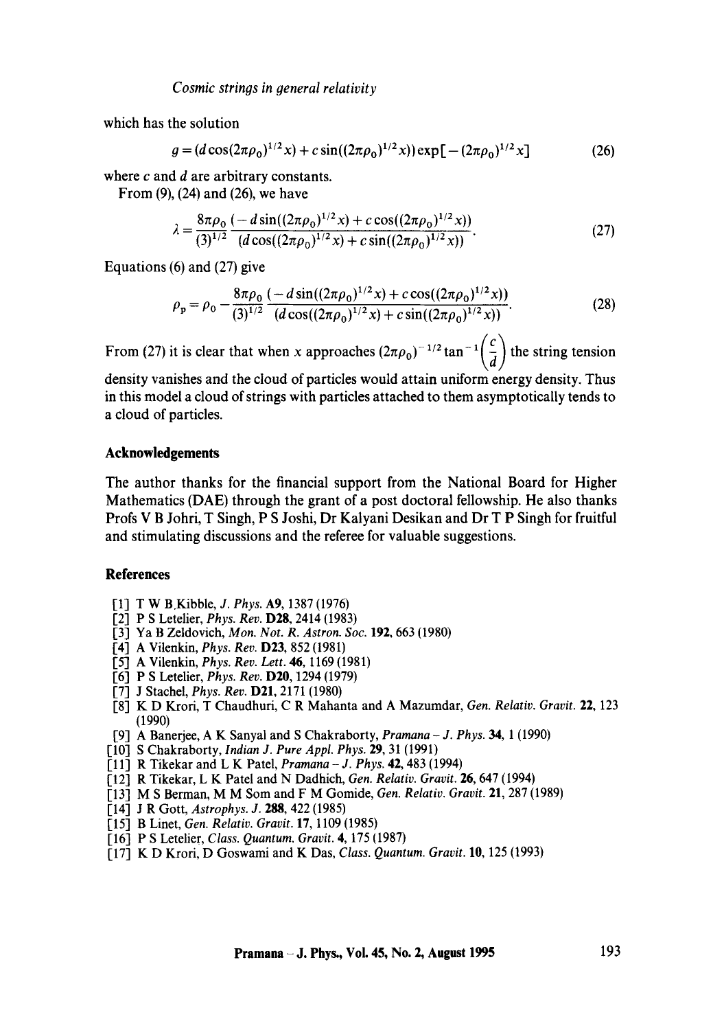which has the solution

$$g = (d\cos(2\pi\rho_0)^{1/2}x) + c\sin((2\pi\rho_0)^{1/2}x))\exp[-(2\pi\rho_0)^{1/2}x] \tag{26}$$

where $c$ and $d$ are arbitrary constants.

From (9), (24) and (26), we have

$$\lambda = \frac{8\pi\rho_0}{(3)^{1/2}} \frac{(-d\sin((2\pi\rho_0)^{1/2}x) + c\cos((2\pi\rho_0)^{1/2}x))}{(d\cos((2\pi\rho_0)^{1/2}x) + c\sin((2\pi\rho_0)^{1/2}x))}. \tag{27}$$

Equations (6) and (27) give

$$\rho_p = \rho_0 - \frac{8\pi\rho_0}{(3)^{1/2}} \frac{(-d\sin((2\pi\rho_0)^{1/2}x) + c\cos((2\pi\rho_0)^{1/2}x))}{(d\cos((2\pi\rho_0)^{1/2}x) + c\sin((2\pi\rho_0)^{1/2}x))}. \tag{28}$$

From (27) it is clear that when $x$ approaches $(2\pi\rho_0)^{-1/2}\tan^{-1}\left(\frac{c}{d}\right)$ the string tension density vanishes and the cloud of particles would attain uniform energy density. Thus in this model a cloud of strings with particles attached to them asymptotically tends to a cloud of particles.

## Acknowledgements

The author thanks for the financial support from the National Board for Higher Mathematics (DAE) through the grant of a post doctoral fellowship. He also thanks Profs V B Johri, T Singh, P S Joshi, Dr Kalyani Desikan and Dr T P Singh for fruitful and stimulating discussions and the referee for valuable suggestions.

## References

[1] T W B Kibble, *J. Phys.* **A9**, 1387 (1976)
[2] P S Letelier, *Phys. Rev.* **D28**, 2414 (1983)
[3] Ya B Zeldovich, *Mon. Not. R. Astron. Soc.* **192**, 663 (1980)
[4] A Vilenkin, *Phys. Rev.* **D23**, 852 (1981)
[5] A Vilenkin, *Phys. Rev. Lett.* **46**, 1169 (1981)
[6] P S Letelier, *Phys. Rev.* **D20**, 1294 (1979)
[7] J Stachel, *Phys. Rev.* **D21**, 2171 (1980)
[8] K D Krori, T Chaudhuri, C R Mahanta and A Mazumdar, *Gen. Relativ. Gravit.* **22**, 123 (1990)
[9] A Banerjee, A K Sanyal and S Chakraborty, *Pramana – J. Phys.* **34**, 1 (1990)
[10] S Chakraborty, *Indian J. Pure Appl. Phys.* **29**, 31 (1991)
[11] R Tikekar and L K Patel, *Pramana – J. Phys.* **42**, 483 (1994)
[12] R Tikekar, L K Patel and N Dadhich, *Gen. Relativ. Gravit.* **26**, 647 (1994)
[13] M S Berman, M M Som and F M Gomide, *Gen. Relativ. Gravit.* **21**, 287 (1989)
[14] J R Gott, *Astrophys. J.* **288**, 422 (1985)
[15] B Linet, *Gen. Relativ. Gravit.* **17**, 1109 (1985)
[16] P S Letelier, *Class. Quantum. Gravit.* **4**, 175 (1987)
[17] K D Krori, D Goswami and K Das, *Class. Quantum. Gravit.* **10**, 125 (1993)